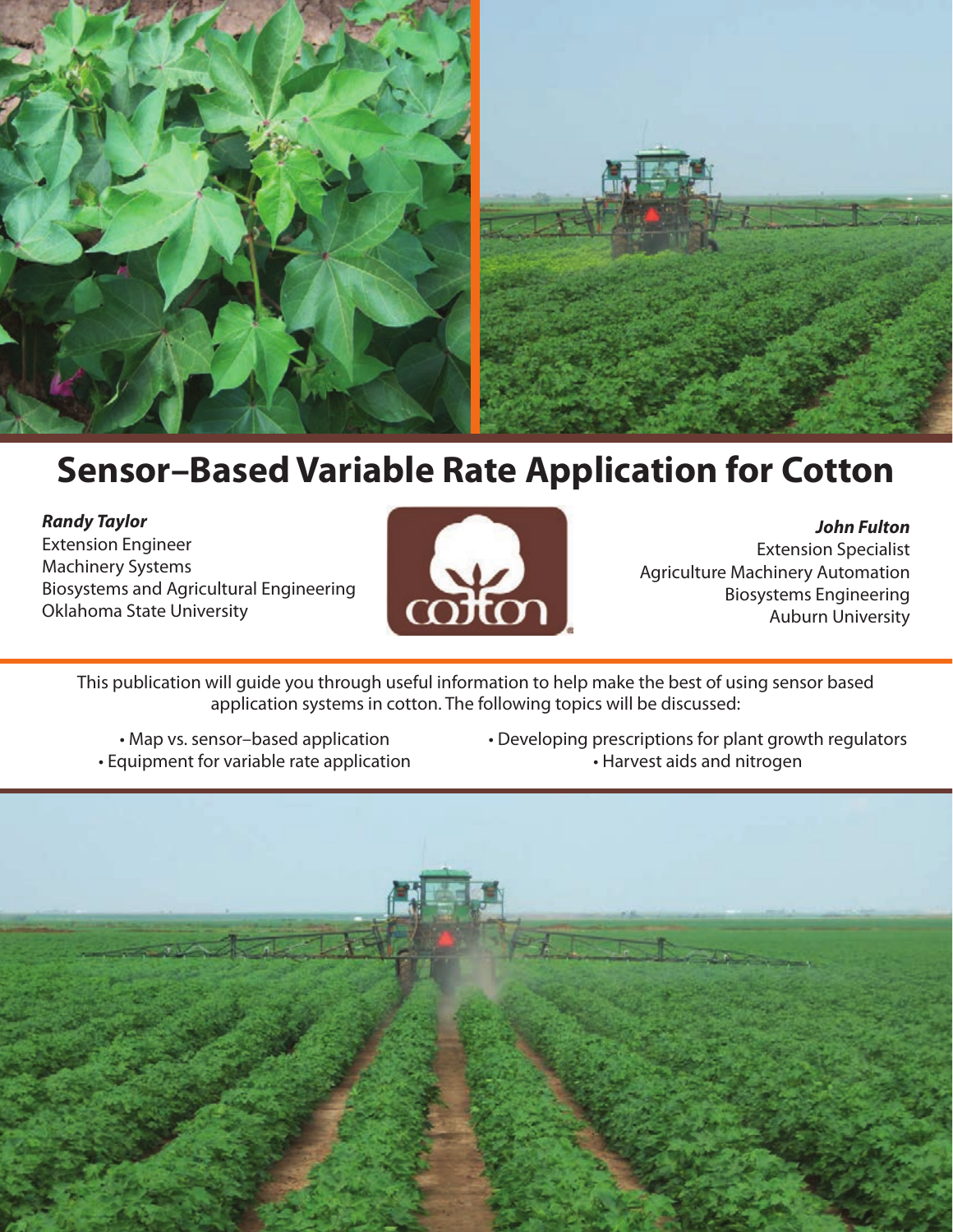# Sensor–Based Variable Rate Application for Cotton

***Randy Taylor***
Extension Engineer
Machinery Systems
Biosystems and Agricultural Engineering
Oklahoma State University

***John Fulton***
Extension Specialist
Agriculture Machinery Automation
Biosystems Engineering
Auburn University

This publication will guide you through useful information to help make the best of using sensor based application systems in cotton. The following topics will be discussed:

- Map vs. sensor–based application
- Equipment for variable rate application
- Developing prescriptions for plant growth regulators
- Harvest aids and nitrogen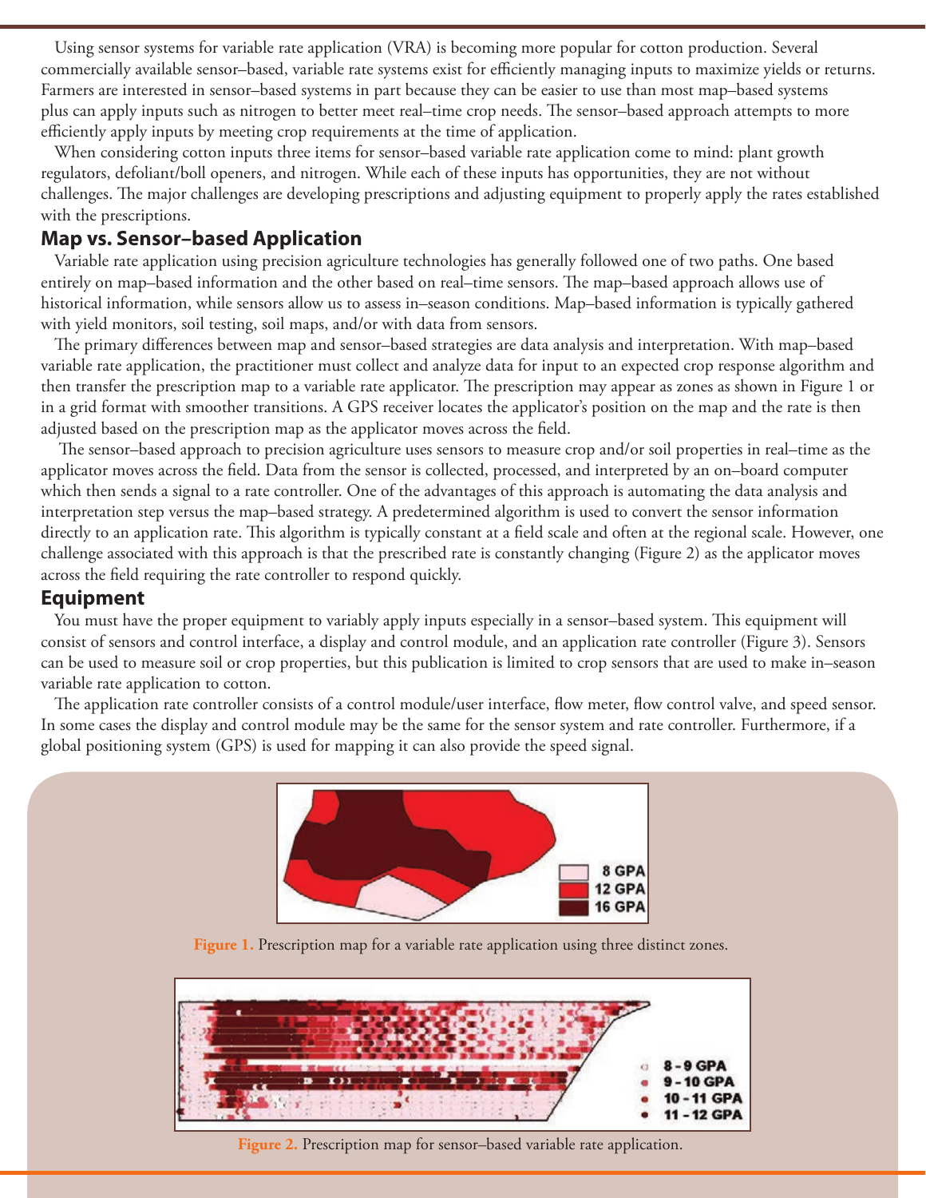Using sensor systems for variable rate application (VRA) is becoming more popular for cotton production. Several commercially available sensor–based, variable rate systems exist for efficiently managing inputs to maximize yields or returns. Farmers are interested in sensor–based systems in part because they can be easier to use than most map–based systems plus can apply inputs such as nitrogen to better meet real–time crop needs. The sensor–based approach attempts to more efficiently apply inputs by meeting crop requirements at the time of application.

When considering cotton inputs three items for sensor–based variable rate application come to mind: plant growth regulators, defoliant/boll openers, and nitrogen. While each of these inputs has opportunities, they are not without challenges. The major challenges are developing prescriptions and adjusting equipment to properly apply the rates established with the prescriptions.

## Map vs. Sensor–based Application

Variable rate application using precision agriculture technologies has generally followed one of two paths. One based entirely on map–based information and the other based on real–time sensors. The map–based approach allows use of historical information, while sensors allow us to assess in–season conditions. Map–based information is typically gathered with yield monitors, soil testing, soil maps, and/or with data from sensors.

The primary differences between map and sensor–based strategies are data analysis and interpretation. With map–based variable rate application, the practitioner must collect and analyze data for input to an expected crop response algorithm and then transfer the prescription map to a variable rate applicator. The prescription may appear as zones as shown in Figure 1 or in a grid format with smoother transitions. A GPS receiver locates the applicator's position on the map and the rate is then adjusted based on the prescription map as the applicator moves across the field.

The sensor–based approach to precision agriculture uses sensors to measure crop and/or soil properties in real–time as the applicator moves across the field. Data from the sensor is collected, processed, and interpreted by an on–board computer which then sends a signal to a rate controller. One of the advantages of this approach is automating the data analysis and interpretation step versus the map–based strategy. A predetermined algorithm is used to convert the sensor information directly to an application rate. This algorithm is typically constant at a field scale and often at the regional scale. However, one challenge associated with this approach is that the prescribed rate is constantly changing (Figure 2) as the applicator moves across the field requiring the rate controller to respond quickly.

## Equipment

You must have the proper equipment to variably apply inputs especially in a sensor–based system. This equipment will consist of sensors and control interface, a display and control module, and an application rate controller (Figure 3). Sensors can be used to measure soil or crop properties, but this publication is limited to crop sensors that are used to make in–season variable rate application to cotton.

The application rate controller consists of a control module/user interface, flow meter, flow control valve, and speed sensor. In some cases the display and control module may be the same for the sensor system and rate controller. Furthermore, if a global positioning system (GPS) is used for mapping it can also provide the speed signal.

**Figure 1.** Prescription map for a variable rate application using three distinct zones.

**Figure 2.** Prescription map for sensor–based variable rate application.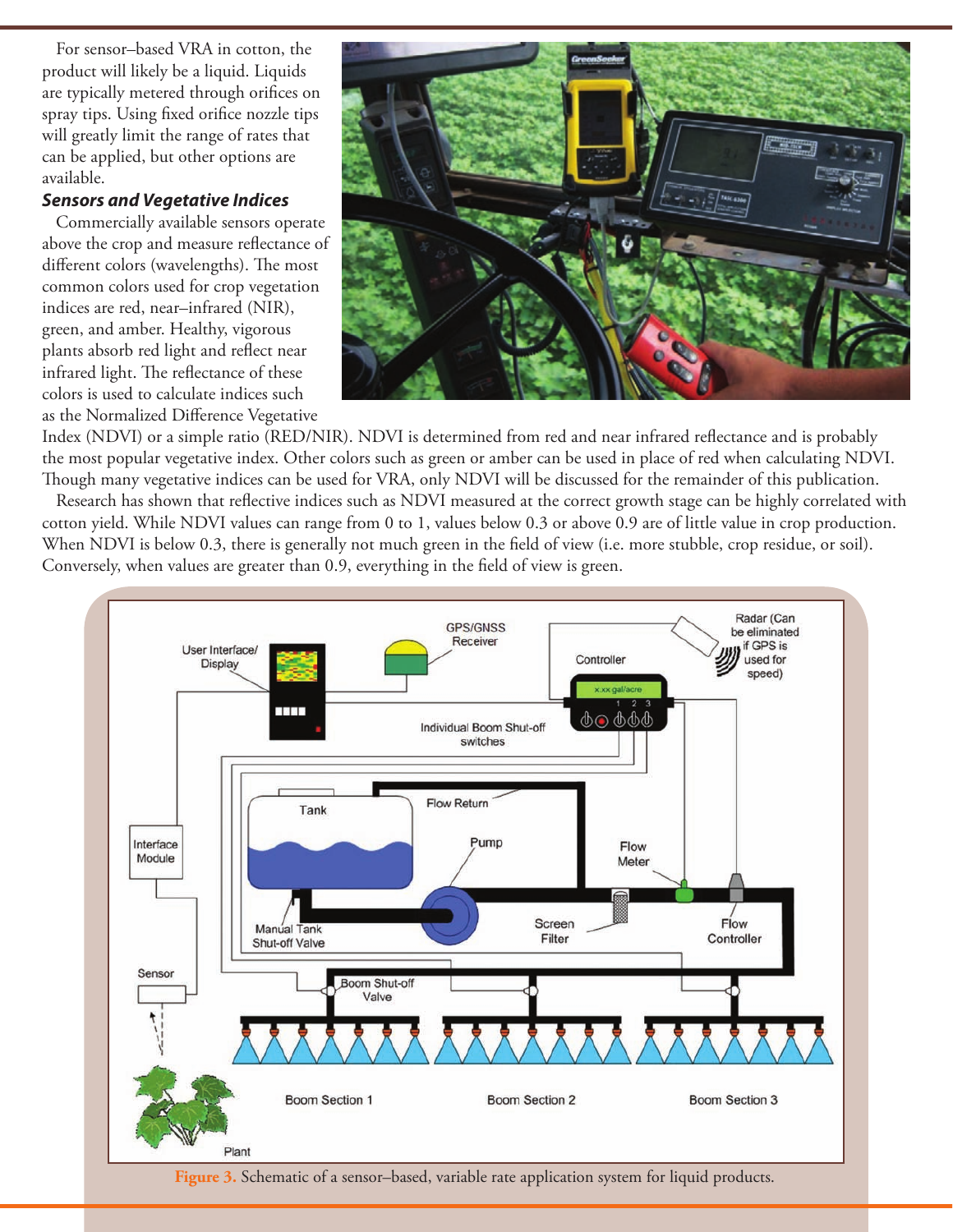For sensor–based VRA in cotton, the product will likely be a liquid. Liquids are typically metered through orifices on spray tips. Using fixed orifice nozzle tips will greatly limit the range of rates that can be applied, but other options are available.

### *Sensors and Vegetative Indices*

Commercially available sensors operate above the crop and measure reflectance of different colors (wavelengths). The most common colors used for crop vegetation indices are red, near–infrared (NIR), green, and amber. Healthy, vigorous plants absorb red light and reflect near infrared light. The reflectance of these colors is used to calculate indices such as the Normalized Difference Vegetative Index (NDVI) or a simple ratio (RED/NIR). NDVI is determined from red and near infrared reflectance and is probably the most popular vegetative index. Other colors such as green or amber can be used in place of red when calculating NDVI. Though many vegetative indices can be used for VRA, only NDVI will be discussed for the remainder of this publication.

Research has shown that reflective indices such as NDVI measured at the correct growth stage can be highly correlated with cotton yield. While NDVI values can range from 0 to 1, values below 0.3 or above 0.9 are of little value in crop production. When NDVI is below 0.3, there is generally not much green in the field of view (i.e. more stubble, crop residue, or soil). Conversely, when values are greater than 0.9, everything in the field of view is green.

**Figure 3.** Schematic of a sensor–based, variable rate application system for liquid products.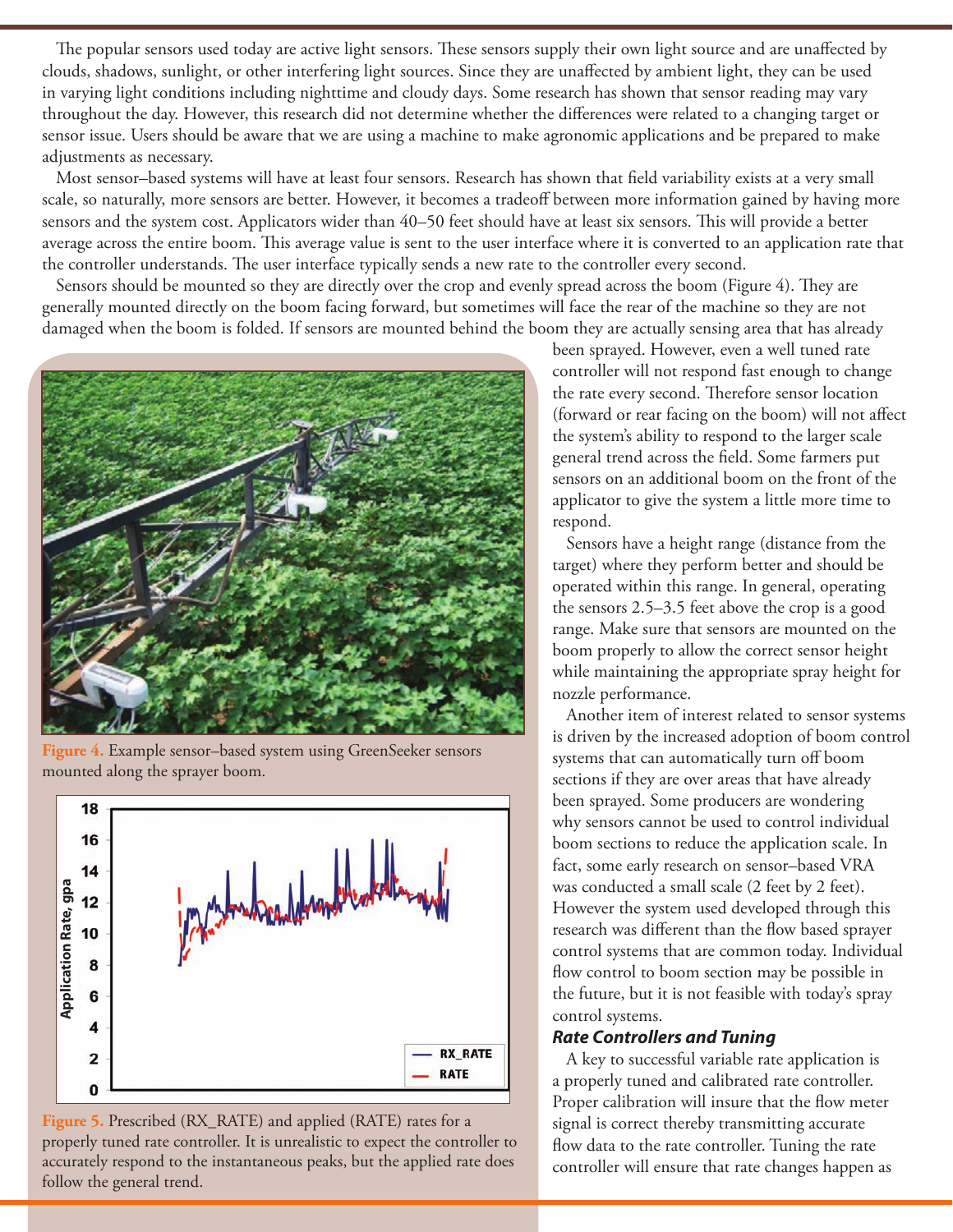The popular sensors used today are active light sensors. These sensors supply their own light source and are unaffected by clouds, shadows, sunlight, or other interfering light sources. Since they are unaffected by ambient light, they can be used in varying light conditions including nighttime and cloudy days. Some research has shown that sensor reading may vary throughout the day. However, this research did not determine whether the differences were related to a changing target or sensor issue. Users should be aware that we are using a machine to make agronomic applications and be prepared to make adjustments as necessary.

Most sensor–based systems will have at least four sensors. Research has shown that field variability exists at a very small scale, so naturally, more sensors are better. However, it becomes a tradeoff between more information gained by having more sensors and the system cost. Applicators wider than 40–50 feet should have at least six sensors. This will provide a better average across the entire boom. This average value is sent to the user interface where it is converted to an application rate that the controller understands. The user interface typically sends a new rate to the controller every second.

Sensors should be mounted so they are directly over the crop and evenly spread across the boom (Figure 4). They are generally mounted directly on the boom facing forward, but sometimes will face the rear of the machine so they are not damaged when the boom is folded. If sensors are mounted behind the boom they are actually sensing area that has already been sprayed. However, even a well tuned rate controller will not respond fast enough to change the rate every second. Therefore sensor location (forward or rear facing on the boom) will not affect the system's ability to respond to the larger scale general trend across the field. Some farmers put sensors on an additional boom on the front of the applicator to give the system a little more time to respond.

**Figure 4.** Example sensor–based system using GreenSeeker sensors mounted along the sprayer boom.

**Figure 5.** Prescribed (RX_RATE) and applied (RATE) rates for a properly tuned rate controller. It is unrealistic to expect the controller to accurately respond to the instantaneous peaks, but the applied rate does follow the general trend.

Sensors have a height range (distance from the target) where they perform better and should be operated within this range. In general, operating the sensors 2.5–3.5 feet above the crop is a good range. Make sure that sensors are mounted on the boom properly to allow the correct sensor height while maintaining the appropriate spray height for nozzle performance.

Another item of interest related to sensor systems is driven by the increased adoption of boom control systems that can automatically turn off boom sections if they are over areas that have already been sprayed. Some producers are wondering why sensors cannot be used to control individual boom sections to reduce the application scale. In fact, some early research on sensor–based VRA was conducted a small scale (2 feet by 2 feet). However the system used developed through this research was different than the flow based sprayer control systems that are common today. Individual flow control to boom section may be possible in the future, but it is not feasible with today's spray control systems.

### *Rate Controllers and Tuning*

A key to successful variable rate application is a properly tuned and calibrated rate controller. Proper calibration will insure that the flow meter signal is correct thereby transmitting accurate flow data to the rate controller. Tuning the rate controller will ensure that rate changes happen as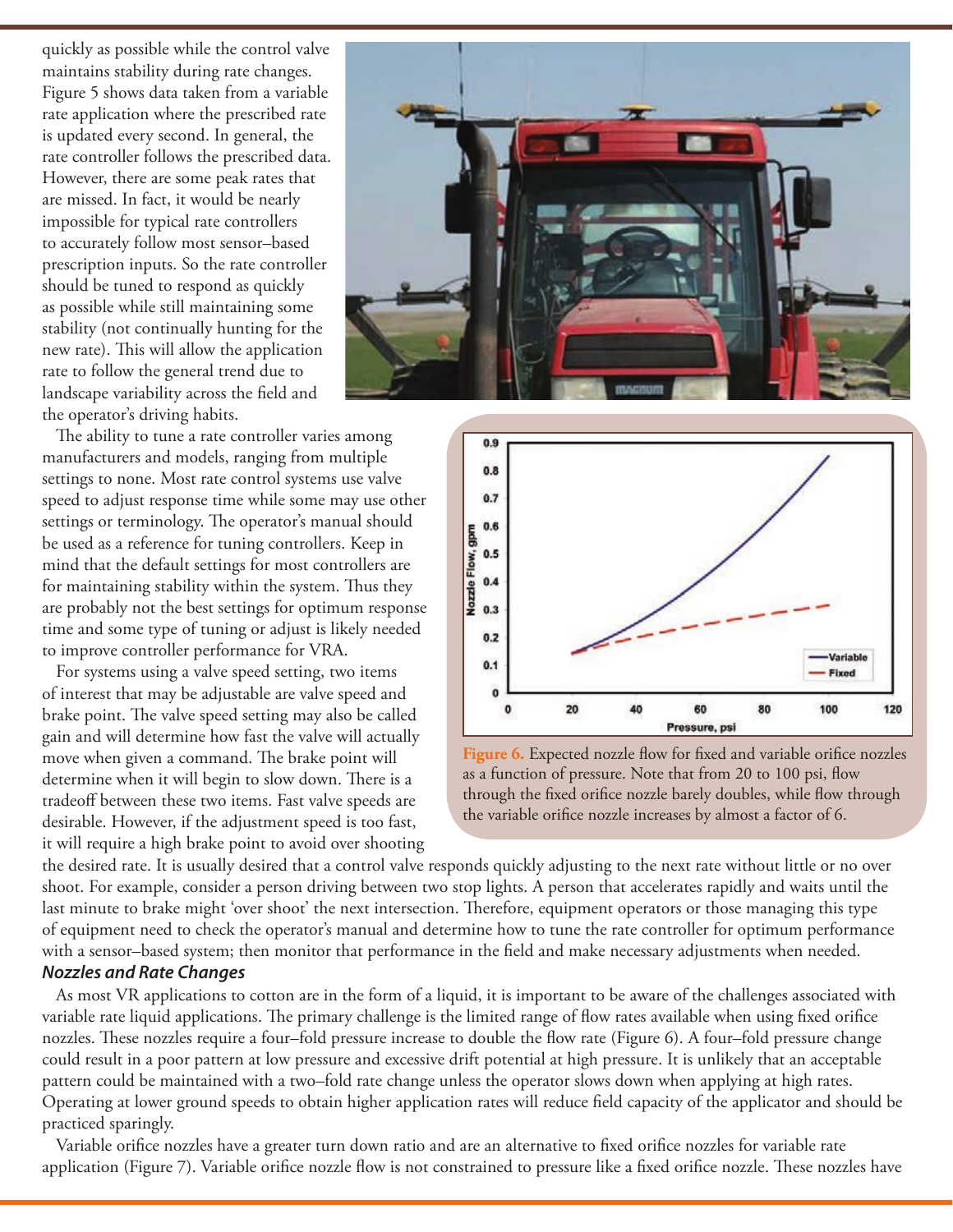quickly as possible while the control valve maintains stability during rate changes. Figure 5 shows data taken from a variable rate application where the prescribed rate is updated every second. In general, the rate controller follows the prescribed data. However, there are some peak rates that are missed. In fact, it would be nearly impossible for typical rate controllers to accurately follow most sensor–based prescription inputs. So the rate controller should be tuned to respond as quickly as possible while still maintaining some stability (not continually hunting for the new rate). This will allow the application rate to follow the general trend due to landscape variability across the field and the operator's driving habits.

The ability to tune a rate controller varies among manufacturers and models, ranging from multiple settings to none. Most rate control systems use valve speed to adjust response time while some may use other settings or terminology. The operator's manual should be used as a reference for tuning controllers. Keep in mind that the default settings for most controllers are for maintaining stability within the system. Thus they are probably not the best settings for optimum response time and some type of tuning or adjust is likely needed to improve controller performance for VRA.

For systems using a valve speed setting, two items of interest that may be adjustable are valve speed and brake point. The valve speed setting may also be called gain and will determine how fast the valve will actually move when given a command. The brake point will determine when it will begin to slow down. There is a tradeoff between these two items. Fast valve speeds are desirable. However, if the adjustment speed is too fast, it will require a high brake point to avoid over shooting the desired rate. It is usually desired that a control valve responds quickly adjusting to the next rate without little or no over shoot. For example, consider a person driving between two stop lights. A person that accelerates rapidly and waits until the last minute to brake might 'over shoot' the next intersection. Therefore, equipment operators or those managing this type of equipment need to check the operator's manual and determine how to tune the rate controller for optimum performance with a sensor–based system; then monitor that performance in the field and make necessary adjustments when needed.

**Figure 6.** Expected nozzle flow for fixed and variable orifice nozzles as a function of pressure. Note that from 20 to 100 psi, flow through the fixed orifice nozzle barely doubles, while flow through the variable orifice nozzle increases by almost a factor of 6.

### *Nozzles and Rate Changes*

As most VR applications to cotton are in the form of a liquid, it is important to be aware of the challenges associated with variable rate liquid applications. The primary challenge is the limited range of flow rates available when using fixed orifice nozzles. These nozzles require a four–fold pressure increase to double the flow rate (Figure 6). A four–fold pressure change could result in a poor pattern at low pressure and excessive drift potential at high pressure. It is unlikely that an acceptable pattern could be maintained with a two–fold rate change unless the operator slows down when applying at high rates. Operating at lower ground speeds to obtain higher application rates will reduce field capacity of the applicator and should be practiced sparingly.

Variable orifice nozzles have a greater turn down ratio and are an alternative to fixed orifice nozzles for variable rate application (Figure 7). Variable orifice nozzle flow is not constrained to pressure like a fixed orifice nozzle. These nozzles have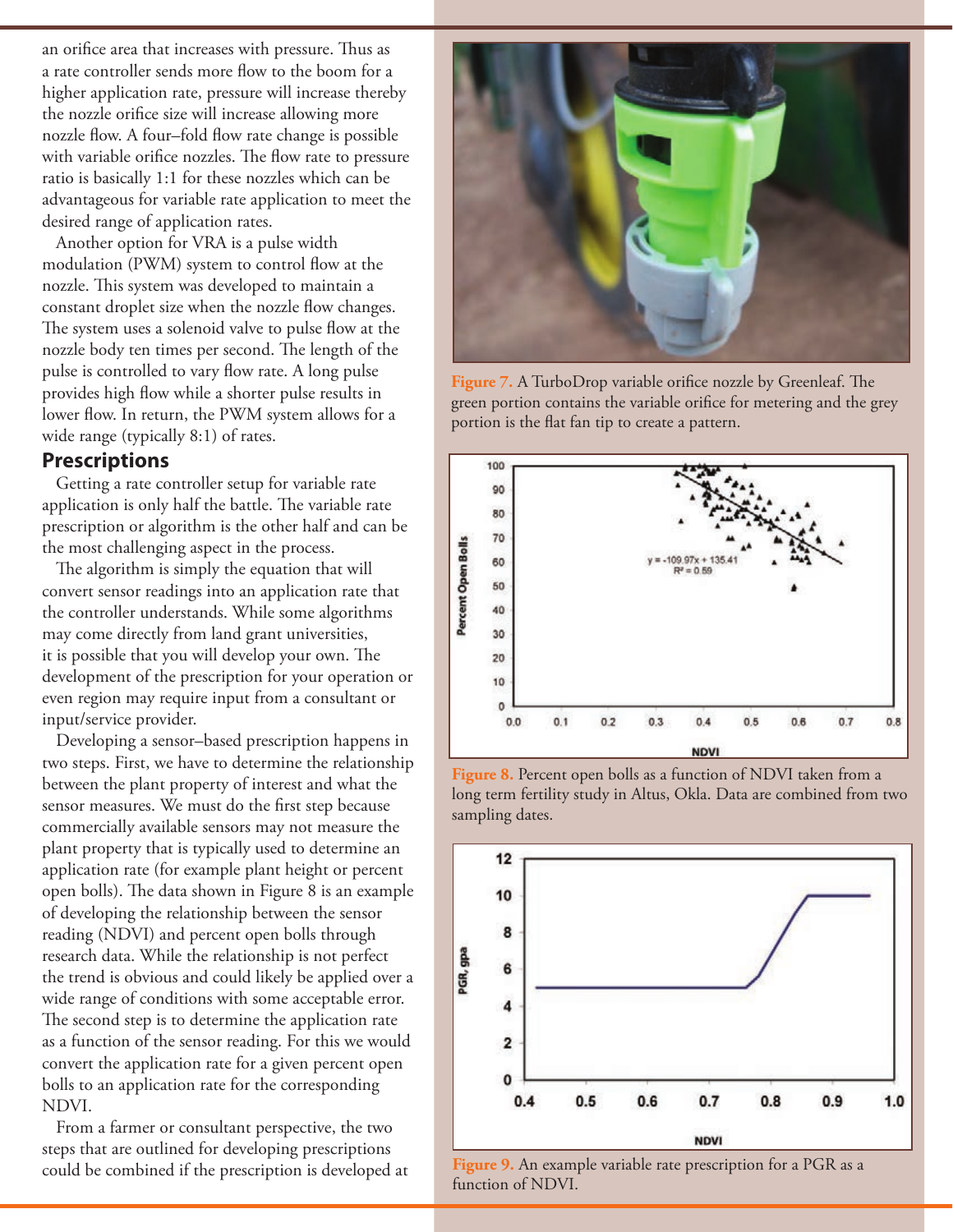an orifice area that increases with pressure. Thus as a rate controller sends more flow to the boom for a higher application rate, pressure will increase thereby the nozzle orifice size will increase allowing more nozzle flow. A four–fold flow rate change is possible with variable orifice nozzles. The flow rate to pressure ratio is basically 1:1 for these nozzles which can be advantageous for variable rate application to meet the desired range of application rates.

Another option for VRA is a pulse width modulation (PWM) system to control flow at the nozzle. This system was developed to maintain a constant droplet size when the nozzle flow changes. The system uses a solenoid valve to pulse flow at the nozzle body ten times per second. The length of the pulse is controlled to vary flow rate. A long pulse provides high flow while a shorter pulse results in lower flow. In return, the PWM system allows for a wide range (typically 8:1) of rates.

## Prescriptions

Getting a rate controller setup for variable rate application is only half the battle. The variable rate prescription or algorithm is the other half and can be the most challenging aspect in the process.

The algorithm is simply the equation that will convert sensor readings into an application rate that the controller understands. While some algorithms may come directly from land grant universities, it is possible that you will develop your own. The development of the prescription for your operation or even region may require input from a consultant or input/service provider.

Developing a sensor–based prescription happens in two steps. First, we have to determine the relationship between the plant property of interest and what the sensor measures. We must do the first step because commercially available sensors may not measure the plant property that is typically used to determine an application rate (for example plant height or percent open bolls). The data shown in Figure 8 is an example of developing the relationship between the sensor reading (NDVI) and percent open bolls through research data. While the relationship is not perfect the trend is obvious and could likely be applied over a wide range of conditions with some acceptable error. The second step is to determine the application rate as a function of the sensor reading. For this we would convert the application rate for a given percent open bolls to an application rate for the corresponding NDVI.

From a farmer or consultant perspective, the two steps that are outlined for developing prescriptions could be combined if the prescription is developed at

**Figure 7.** A TurboDrop variable orifice nozzle by Greenleaf. The green portion contains the variable orifice for metering and the grey portion is the flat fan tip to create a pattern.

**Figure 8.** Percent open bolls as a function of NDVI taken from a long term fertility study in Altus, Okla. Data are combined from two sampling dates.

**Figure 9.** An example variable rate prescription for a PGR as a function of NDVI.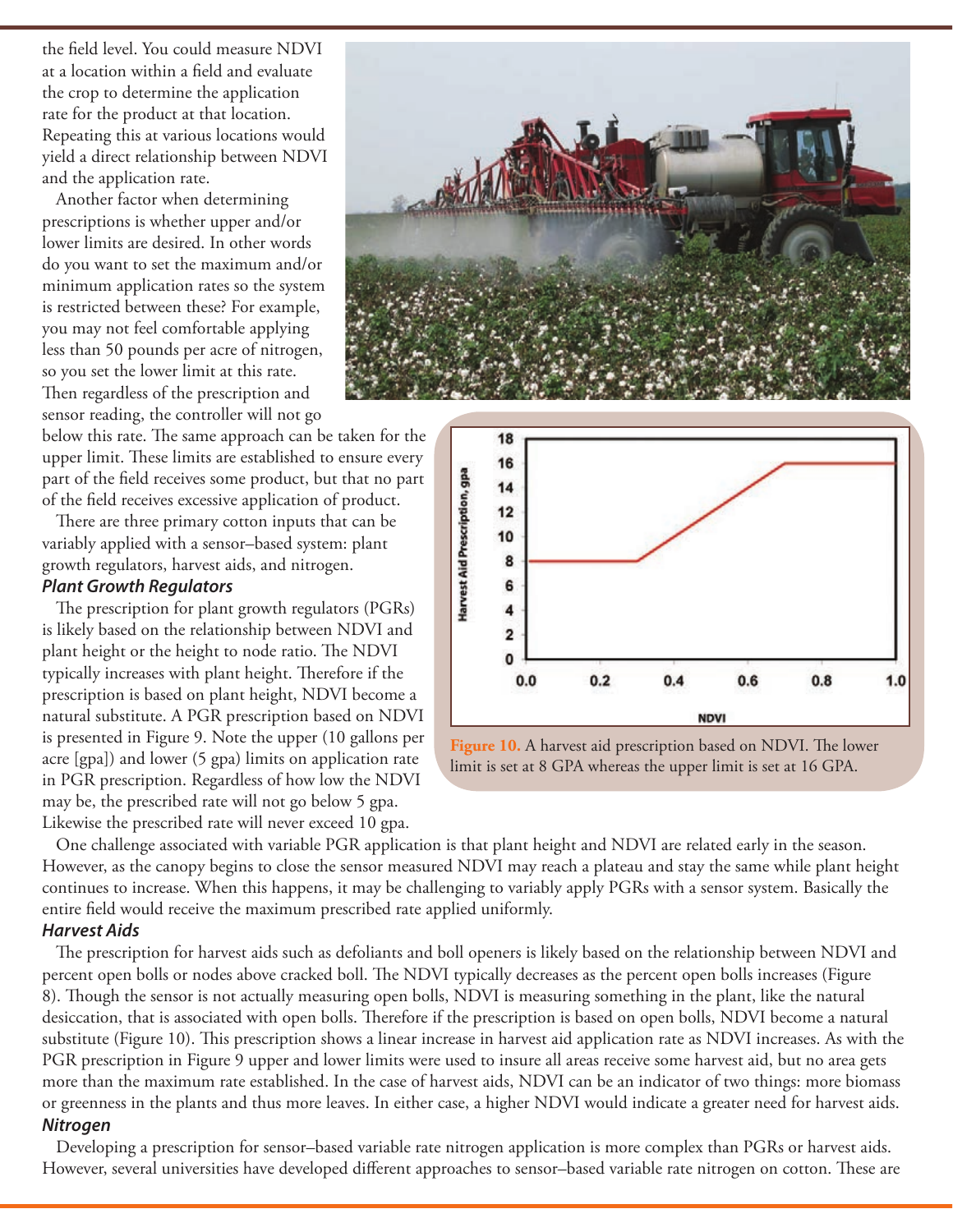the field level. You could measure NDVI at a location within a field and evaluate the crop to determine the application rate for the product at that location. Repeating this at various locations would yield a direct relationship between NDVI and the application rate.

Another factor when determining prescriptions is whether upper and/or lower limits are desired. In other words do you want to set the maximum and/or minimum application rates so the system is restricted between these? For example, you may not feel comfortable applying less than 50 pounds per acre of nitrogen, so you set the lower limit at this rate. Then regardless of the prescription and sensor reading, the controller will not go below this rate. The same approach can be taken for the upper limit. These limits are established to ensure every part of the field receives some product, but that no part of the field receives excessive application of product.

There are three primary cotton inputs that can be variably applied with a sensor–based system: plant growth regulators, harvest aids, and nitrogen.

### *Plant Growth Regulators*

The prescription for plant growth regulators (PGRs) is likely based on the relationship between NDVI and plant height or the height to node ratio. The NDVI typically increases with plant height. Therefore if the prescription is based on plant height, NDVI become a natural substitute. A PGR prescription based on NDVI is presented in Figure 9. Note the upper (10 gallons per acre [gpa]) and lower (5 gpa) limits on application rate in PGR prescription. Regardless of how low the NDVI may be, the prescribed rate will not go below 5 gpa. Likewise the prescribed rate will never exceed 10 gpa.

**Figure 10.** A harvest aid prescription based on NDVI. The lower limit is set at 8 GPA whereas the upper limit is set at 16 GPA.

One challenge associated with variable PGR application is that plant height and NDVI are related early in the season. However, as the canopy begins to close the sensor measured NDVI may reach a plateau and stay the same while plant height continues to increase. When this happens, it may be challenging to variably apply PGRs with a sensor system. Basically the entire field would receive the maximum prescribed rate applied uniformly.

### *Harvest Aids*

The prescription for harvest aids such as defoliants and boll openers is likely based on the relationship between NDVI and percent open bolls or nodes above cracked boll. The NDVI typically decreases as the percent open bolls increases (Figure 8). Though the sensor is not actually measuring open bolls, NDVI is measuring something in the plant, like the natural desiccation, that is associated with open bolls. Therefore if the prescription is based on open bolls, NDVI become a natural substitute (Figure 10). This prescription shows a linear increase in harvest aid application rate as NDVI increases. As with the PGR prescription in Figure 9 upper and lower limits were used to insure all areas receive some harvest aid, but no area gets more than the maximum rate established. In the case of harvest aids, NDVI can be an indicator of two things: more biomass or greenness in the plants and thus more leaves. In either case, a higher NDVI would indicate a greater need for harvest aids.

### *Nitrogen*

Developing a prescription for sensor–based variable rate nitrogen application is more complex than PGRs or harvest aids. However, several universities have developed different approaches to sensor–based variable rate nitrogen on cotton. These are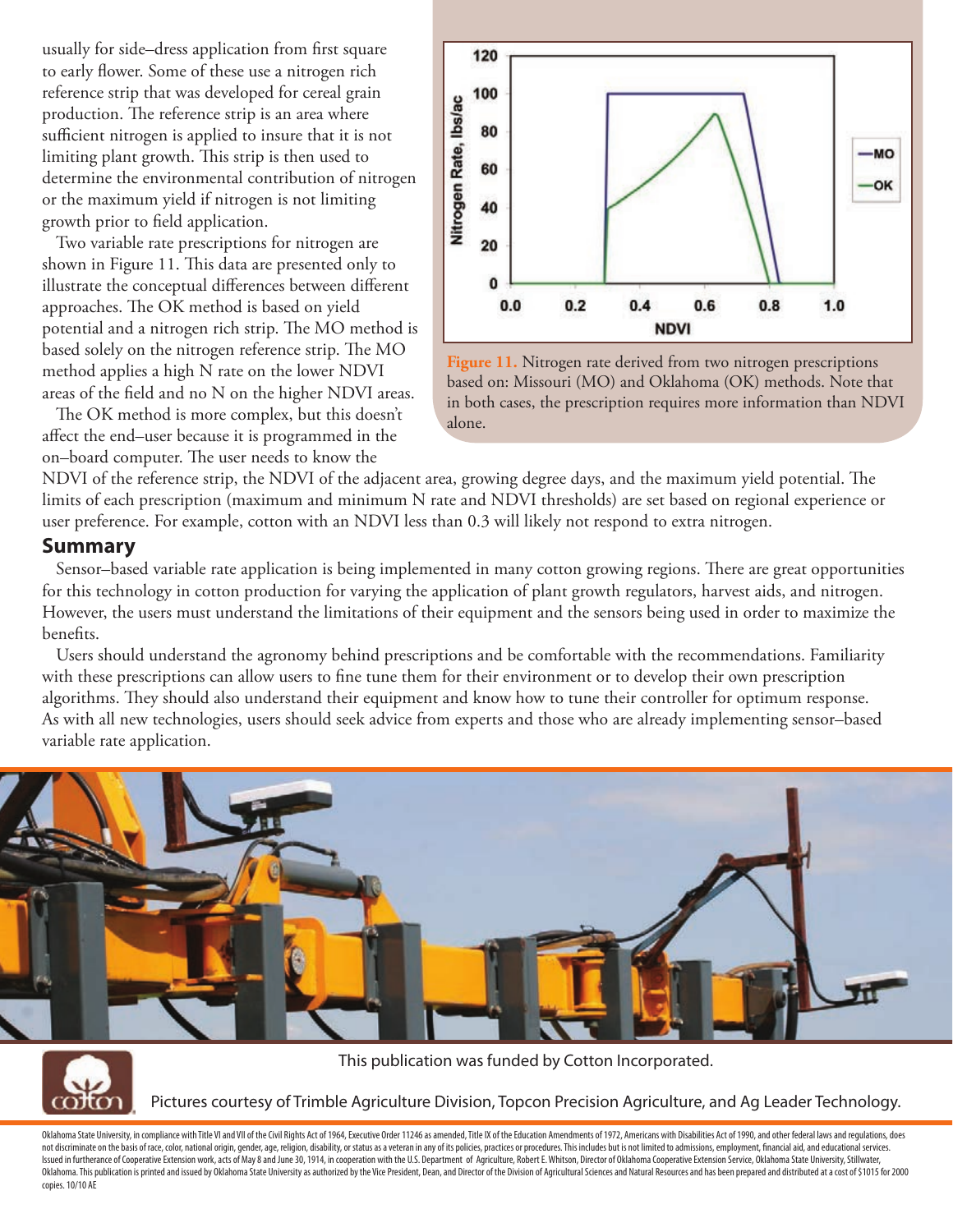usually for side–dress application from first square to early flower. Some of these use a nitrogen rich reference strip that was developed for cereal grain production. The reference strip is an area where sufficient nitrogen is applied to insure that it is not limiting plant growth. This strip is then used to determine the environmental contribution of nitrogen or the maximum yield if nitrogen is not limiting growth prior to field application.

Two variable rate prescriptions for nitrogen are shown in Figure 11. This data are presented only to illustrate the conceptual differences between different approaches. The OK method is based on yield potential and a nitrogen rich strip. The MO method is based solely on the nitrogen reference strip. The MO method applies a high N rate on the lower NDVI areas of the field and no N on the higher NDVI areas.

The OK method is more complex, but this doesn't affect the end–user because it is programmed in the on–board computer. The user needs to know the NDVI of the reference strip, the NDVI of the adjacent area, growing degree days, and the maximum yield potential. The limits of each prescription (maximum and minimum N rate and NDVI thresholds) are set based on regional experience or user preference. For example, cotton with an NDVI less than 0.3 will likely not respond to extra nitrogen.

Nitrogen Rate, lbs/ac
120
100
80
60
40
20
0
0.0
0.2
0.4
0.6
0.8
1.0
NDVI
MO
OK

**Figure 11.** Nitrogen rate derived from two nitrogen prescriptions based on: Missouri (MO) and Oklahoma (OK) methods. Note that in both cases, the prescription requires more information than NDVI alone.

## Summary

Sensor–based variable rate application is being implemented in many cotton growing regions. There are great opportunities for this technology in cotton production for varying the application of plant growth regulators, harvest aids, and nitrogen. However, the users must understand the limitations of their equipment and the sensors being used in order to maximize the benefits.

Users should understand the agronomy behind prescriptions and be comfortable with the recommendations. Familiarity with these prescriptions can allow users to fine tune them for their environment or to develop their own prescription algorithms. They should also understand their equipment and know how to tune their controller for optimum response. As with all new technologies, users should seek advice from experts and those who are already implementing sensor–based variable rate application.

This publication was funded by Cotton Incorporated.

Pictures courtesy of Trimble Agriculture Division, Topcon Precision Agriculture, and Ag Leader Technology.

Oklahoma State University, in compliance with Title VI and VII of the Civil Rights Act of 1964, Executive Order 11246 as amended, Title IX of the Education Amendments of 1972, Americans with Disabilities Act of 1990, and other federal laws and regulations, does not discriminate on the basis of race, color, national origin, gender, age, religion, disability, or status as a veteran in any of its policies, practices or procedures. This includes but is not limited to admissions, employment, financial aid, and educational services. Issued in furtherance of Cooperative Extension work, acts of May 8 and June 30, 1914, in cooperation with the U.S. Department of Agriculture, Robert E. Whitson, Director of Oklahoma Cooperative Extension Service, Oklahoma State University, Stillwater, Oklahoma. This publication is printed and issued by Oklahoma State University as authorized by the Vice President, Dean, and Director of the Division of Agricultural Sciences and Natural Resources and has been prepared and distributed at a cost of $1015 for 2000 copies. 10/10 AE